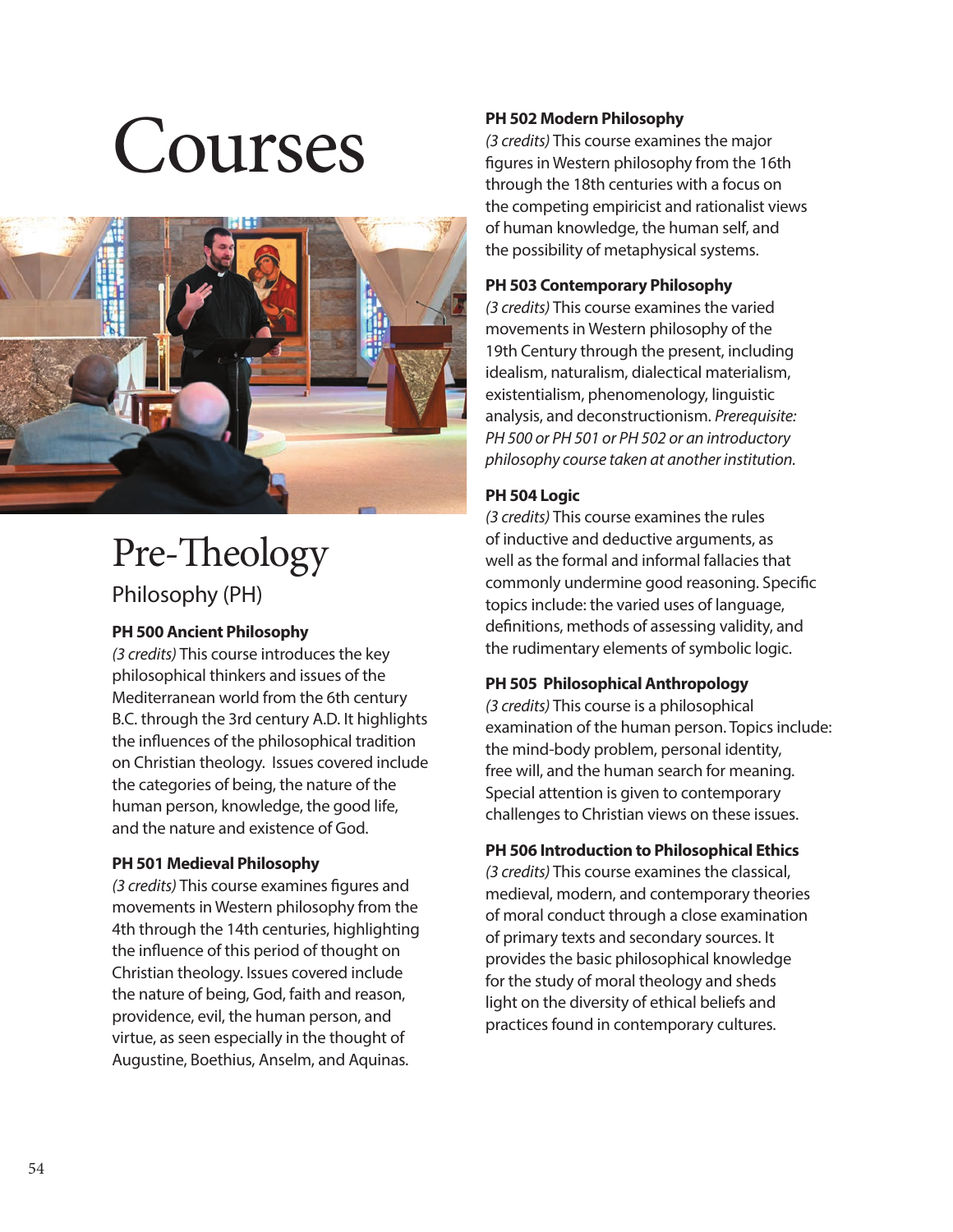# Courses

## Pre-Theology

### Philosophy (PH)

**PH 500 Ancient Philosophy**

*(3 credits)* This course introduces the key philosophical thinkers and issues of the Mediterranean world from the 6th century B.C. through the 3rd century A.D. It highlights the influences of the philosophical tradition on Christian theology. Issues covered include the categories of being, the nature of the human person, knowledge, the good life, and the nature and existence of God.

**PH 501 Medieval Philosophy**

*(3 credits)* This course examines figures and movements in Western philosophy from the 4th through the 14th centuries, highlighting the influence of this period of thought on Christian theology. Issues covered include the nature of being, God, faith and reason, providence, evil, the human person, and virtue, as seen especially in the thought of Augustine, Boethius, Anselm, and Aquinas.

**PH 502 Modern Philosophy**

*(3 credits)* This course examines the major figures in Western philosophy from the 16th through the 18th centuries with a focus on the competing empiricist and rationalist views of human knowledge, the human self, and the possibility of metaphysical systems.

**PH 503 Contemporary Philosophy**

*(3 credits)* This course examines the varied movements in Western philosophy of the 19th Century through the present, including idealism, naturalism, dialectical materialism, existentialism, phenomenology, linguistic analysis, and deconstructionism. *Prerequisite: PH 500 or PH 501 or PH 502 or an introductory philosophy course taken at another institution.*

**PH 504 Logic**

*(3 credits)* This course examines the rules of inductive and deductive arguments, as well as the formal and informal fallacies that commonly undermine good reasoning. Specific topics include: the varied uses of language, definitions, methods of assessing validity, and the rudimentary elements of symbolic logic.

**PH 505 Philosophical Anthropology**

*(3 credits)* This course is a philosophical examination of the human person. Topics include: the mind-body problem, personal identity, free will, and the human search for meaning. Special attention is given to contemporary challenges to Christian views on these issues.

**PH 506 Introduction to Philosophical Ethics**

*(3 credits)* This course examines the classical, medieval, modern, and contemporary theories of moral conduct through a close examination of primary texts and secondary sources. It provides the basic philosophical knowledge for the study of moral theology and sheds light on the diversity of ethical beliefs and practices found in contemporary cultures.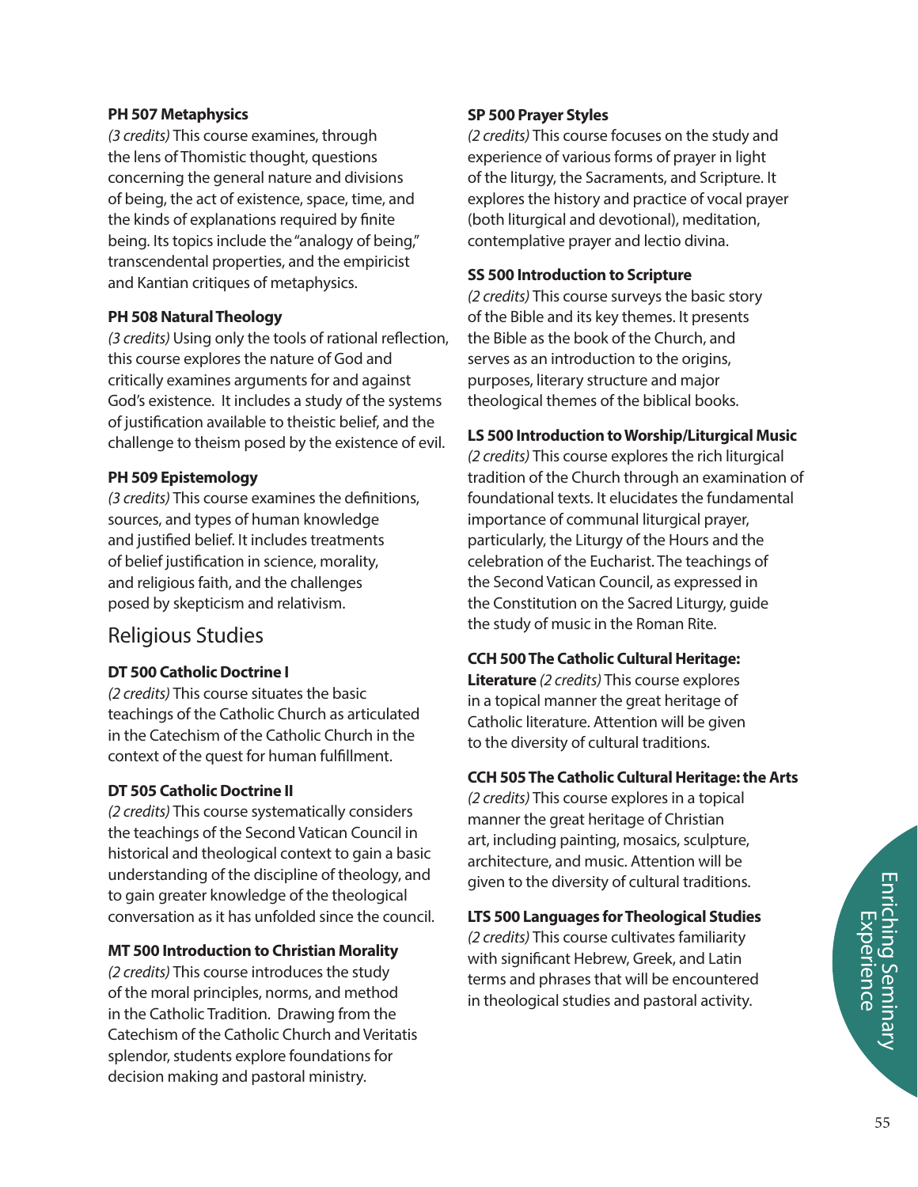**PH 507 Metaphysics**

*(3 credits)* This course examines, through the lens of Thomistic thought, questions concerning the general nature and divisions of being, the act of existence, space, time, and the kinds of explanations required by finite being. Its topics include the "analogy of being," transcendental properties, and the empiricist and Kantian critiques of metaphysics.

**PH 508 Natural Theology**

*(3 credits)* Using only the tools of rational reflection, this course explores the nature of God and critically examines arguments for and against God's existence. It includes a study of the systems of justification available to theistic belief, and the challenge to theism posed by the existence of evil.

**PH 509 Epistemology**

*(3 credits)* This course examines the definitions, sources, and types of human knowledge and justified belief. It includes treatments of belief justification in science, morality, and religious faith, and the challenges posed by skepticism and relativism.

## Religious Studies

**DT 500 Catholic Doctrine I**

*(2 credits)* This course situates the basic teachings of the Catholic Church as articulated in the Catechism of the Catholic Church in the context of the quest for human fulfillment.

**DT 505 Catholic Doctrine II**

*(2 credits)* This course systematically considers the teachings of the Second Vatican Council in historical and theological context to gain a basic understanding of the discipline of theology, and to gain greater knowledge of the theological conversation as it has unfolded since the council.

**MT 500 Introduction to Christian Morality**

*(2 credits)* This course introduces the study of the moral principles, norms, and method in the Catholic Tradition. Drawing from the Catechism of the Catholic Church and Veritatis splendor, students explore foundations for decision making and pastoral ministry.

**SP 500 Prayer Styles**

*(2 credits)* This course focuses on the study and experience of various forms of prayer in light of the liturgy, the Sacraments, and Scripture. It explores the history and practice of vocal prayer (both liturgical and devotional), meditation, contemplative prayer and lectio divina.

**SS 500 Introduction to Scripture**

*(2 credits)* This course surveys the basic story of the Bible and its key themes. It presents the Bible as the book of the Church, and serves as an introduction to the origins, purposes, literary structure and major theological themes of the biblical books.

**LS 500 Introduction to Worship/Liturgical Music**

*(2 credits)* This course explores the rich liturgical tradition of the Church through an examination of foundational texts. It elucidates the fundamental importance of communal liturgical prayer, particularly, the Liturgy of the Hours and the celebration of the Eucharist. The teachings of the Second Vatican Council, as expressed in the Constitution on the Sacred Liturgy, guide the study of music in the Roman Rite.

**CCH 500 The Catholic Cultural Heritage: Literature** *(2 credits)* This course explores in a topical manner the great heritage of Catholic literature. Attention will be given to the diversity of cultural traditions.

**CCH 505 The Catholic Cultural Heritage: the Arts**

*(2 credits)* This course explores in a topical manner the great heritage of Christian art, including painting, mosaics, sculpture, architecture, and music. Attention will be given to the diversity of cultural traditions.

**LTS 500 Languages for Theological Studies**

*(2 credits)* This course cultivates familiarity with significant Hebrew, Greek, and Latin terms and phrases that will be encountered in theological studies and pastoral activity.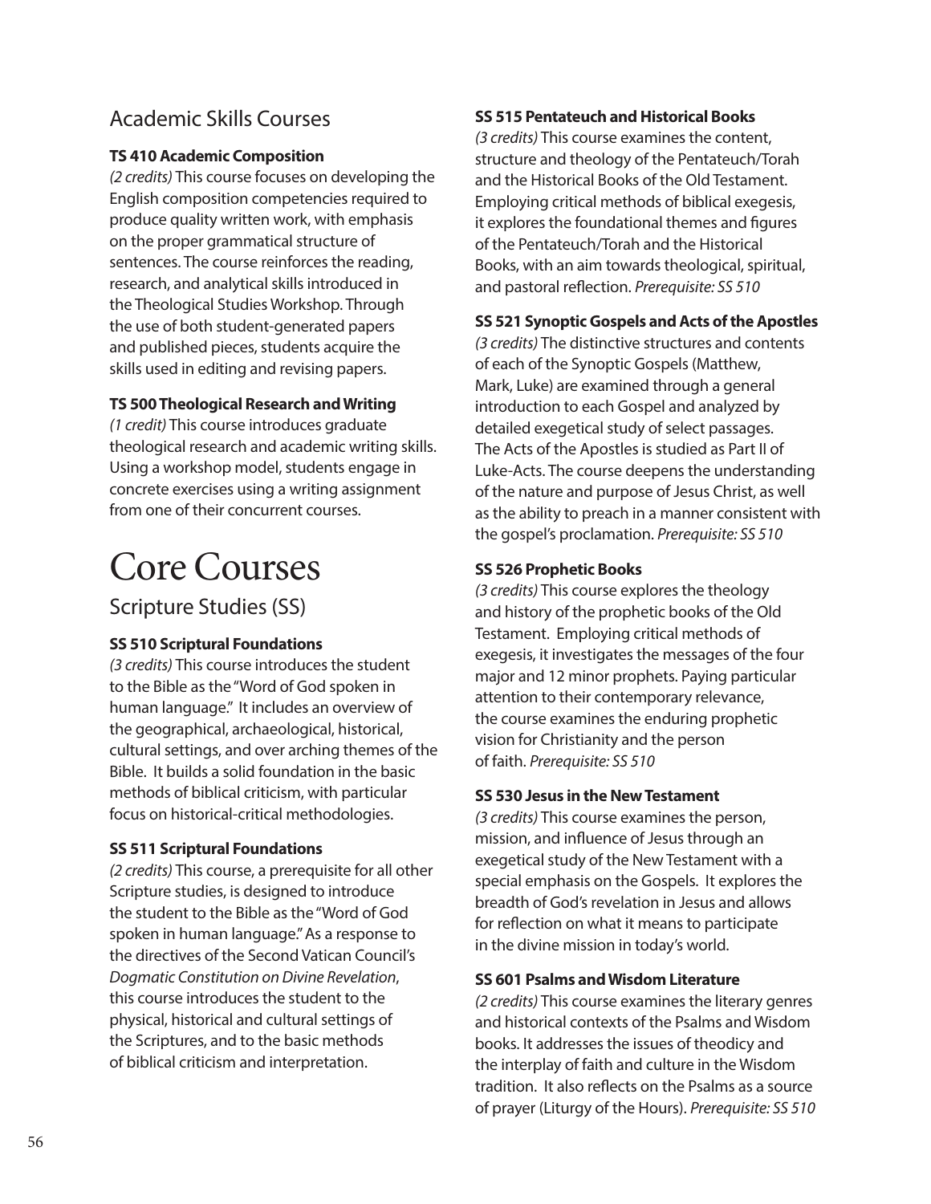## Academic Skills Courses

**TS 410 Academic Composition**
*(2 credits)* This course focuses on developing the English composition competencies required to produce quality written work, with emphasis on the proper grammatical structure of sentences. The course reinforces the reading, research, and analytical skills introduced in the Theological Studies Workshop. Through the use of both student-generated papers and published pieces, students acquire the skills used in editing and revising papers.

**TS 500 Theological Research and Writing**
*(1 credit)* This course introduces graduate theological research and academic writing skills. Using a workshop model, students engage in concrete exercises using a writing assignment from one of their concurrent courses.

# Core Courses

## Scripture Studies (SS)

**SS 510 Scriptural Foundations**
*(3 credits)* This course introduces the student to the Bible as the "Word of God spoken in human language." It includes an overview of the geographical, archaeological, historical, cultural settings, and over arching themes of the Bible. It builds a solid foundation in the basic methods of biblical criticism, with particular focus on historical-critical methodologies.

**SS 511 Scriptural Foundations**
*(2 credits)* This course, a prerequisite for all other Scripture studies, is designed to introduce the student to the Bible as the "Word of God spoken in human language." As a response to the directives of the Second Vatican Council's *Dogmatic Constitution on Divine Revelation*, this course introduces the student to the physical, historical and cultural settings of the Scriptures, and to the basic methods of biblical criticism and interpretation.

**SS 515 Pentateuch and Historical Books**
*(3 credits)* This course examines the content, structure and theology of the Pentateuch/Torah and the Historical Books of the Old Testament. Employing critical methods of biblical exegesis, it explores the foundational themes and figures of the Pentateuch/Torah and the Historical Books, with an aim towards theological, spiritual, and pastoral reflection. *Prerequisite: SS 510*

**SS 521 Synoptic Gospels and Acts of the Apostles**
*(3 credits)* The distinctive structures and contents of each of the Synoptic Gospels (Matthew, Mark, Luke) are examined through a general introduction to each Gospel and analyzed by detailed exegetical study of select passages. The Acts of the Apostles is studied as Part II of Luke-Acts. The course deepens the understanding of the nature and purpose of Jesus Christ, as well as the ability to preach in a manner consistent with the gospel's proclamation. *Prerequisite: SS 510*

**SS 526 Prophetic Books**
*(3 credits)* This course explores the theology and history of the prophetic books of the Old Testament. Employing critical methods of exegesis, it investigates the messages of the four major and 12 minor prophets. Paying particular attention to their contemporary relevance, the course examines the enduring prophetic vision for Christianity and the person of faith. *Prerequisite: SS 510*

**SS 530 Jesus in the New Testament**
*(3 credits)* This course examines the person, mission, and influence of Jesus through an exegetical study of the New Testament with a special emphasis on the Gospels. It explores the breadth of God's revelation in Jesus and allows for reflection on what it means to participate in the divine mission in today's world.

**SS 601 Psalms and Wisdom Literature**
*(2 credits)* This course examines the literary genres and historical contexts of the Psalms and Wisdom books. It addresses the issues of theodicy and the interplay of faith and culture in the Wisdom tradition. It also reflects on the Psalms as a source of prayer (Liturgy of the Hours). *Prerequisite: SS 510*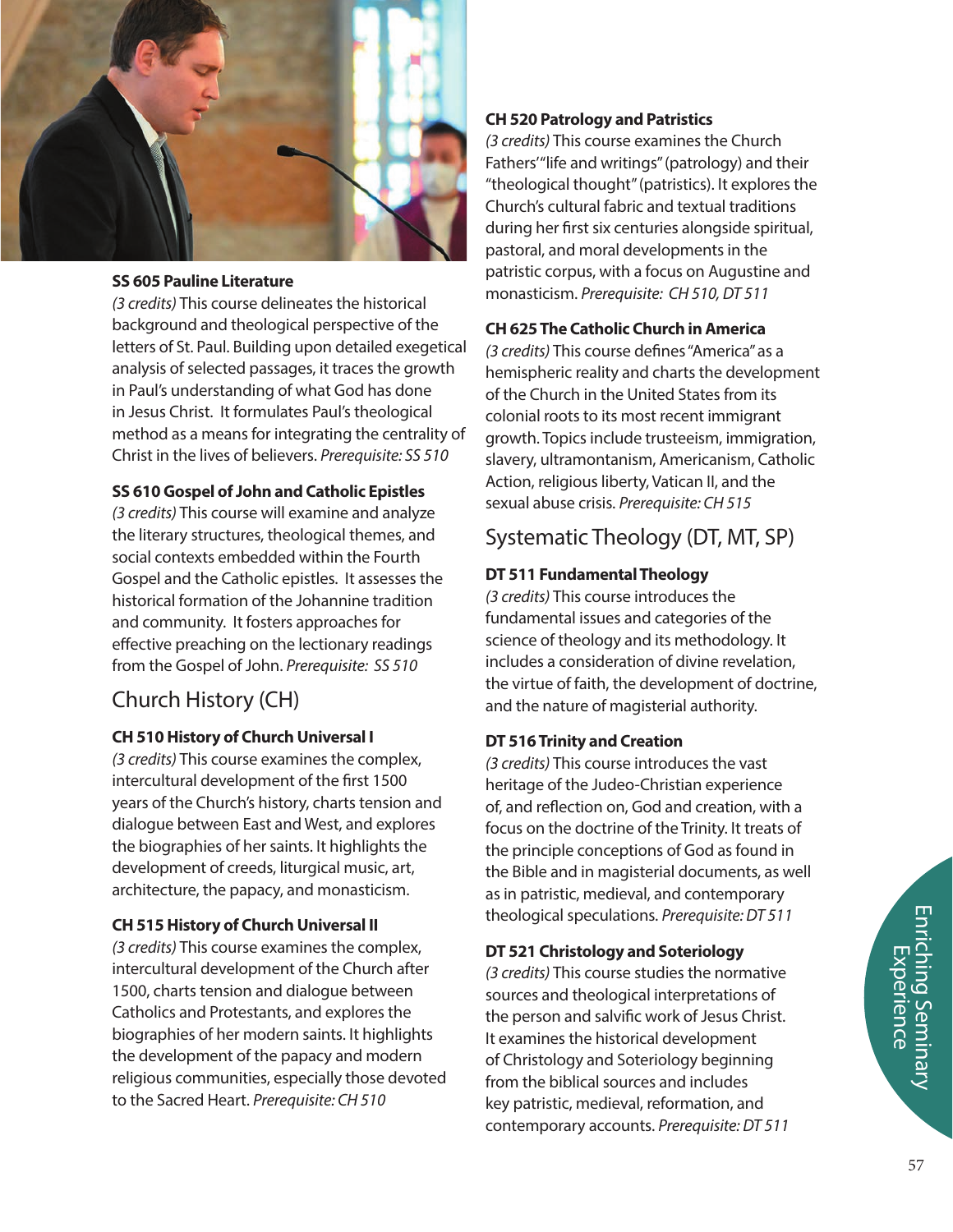**SS 605 Pauline Literature**

*(3 credits)* This course delineates the historical background and theological perspective of the letters of St. Paul. Building upon detailed exegetical analysis of selected passages, it traces the growth in Paul's understanding of what God has done in Jesus Christ. It formulates Paul's theological method as a means for integrating the centrality of Christ in the lives of believers. *Prerequisite: SS 510*

**SS 610 Gospel of John and Catholic Epistles**

*(3 credits)* This course will examine and analyze the literary structures, theological themes, and social contexts embedded within the Fourth Gospel and the Catholic epistles. It assesses the historical formation of the Johannine tradition and community. It fosters approaches for effective preaching on the lectionary readings from the Gospel of John. *Prerequisite: SS 510*

## Church History (CH)

**CH 510 History of Church Universal I**

*(3 credits)* This course examines the complex, intercultural development of the first 1500 years of the Church's history, charts tension and dialogue between East and West, and explores the biographies of her saints. It highlights the development of creeds, liturgical music, art, architecture, the papacy, and monasticism.

**CH 515 History of Church Universal II**

*(3 credits)* This course examines the complex, intercultural development of the Church after 1500, charts tension and dialogue between Catholics and Protestants, and explores the biographies of her modern saints. It highlights the development of the papacy and modern religious communities, especially those devoted to the Sacred Heart. *Prerequisite: CH 510*

**CH 520 Patrology and Patristics**

*(3 credits)* This course examines the Church Fathers' "life and writings" (patrology) and their "theological thought" (patristics). It explores the Church's cultural fabric and textual traditions during her first six centuries alongside spiritual, pastoral, and moral developments in the patristic corpus, with a focus on Augustine and monasticism. *Prerequisite: CH 510, DT 511*

**CH 625 The Catholic Church in America**

*(3 credits)* This course defines "America" as a hemispheric reality and charts the development of the Church in the United States from its colonial roots to its most recent immigrant growth. Topics include trusteeism, immigration, slavery, ultramontanism, Americanism, Catholic Action, religious liberty, Vatican II, and the sexual abuse crisis. *Prerequisite: CH 515*

## Systematic Theology (DT, MT, SP)

**DT 511 Fundamental Theology**

*(3 credits)* This course introduces the fundamental issues and categories of the science of theology and its methodology. It includes a consideration of divine revelation, the virtue of faith, the development of doctrine, and the nature of magisterial authority.

**DT 516 Trinity and Creation**

*(3 credits)* This course introduces the vast heritage of the Judeo-Christian experience of, and reflection on, God and creation, with a focus on the doctrine of the Trinity. It treats of the principle conceptions of God as found in the Bible and in magisterial documents, as well as in patristic, medieval, and contemporary theological speculations. *Prerequisite: DT 511*

**DT 521 Christology and Soteriology**

*(3 credits)* This course studies the normative sources and theological interpretations of the person and salvific work of Jesus Christ. It examines the historical development of Christology and Soteriology beginning from the biblical sources and includes key patristic, medieval, reformation, and contemporary accounts. *Prerequisite: DT 511*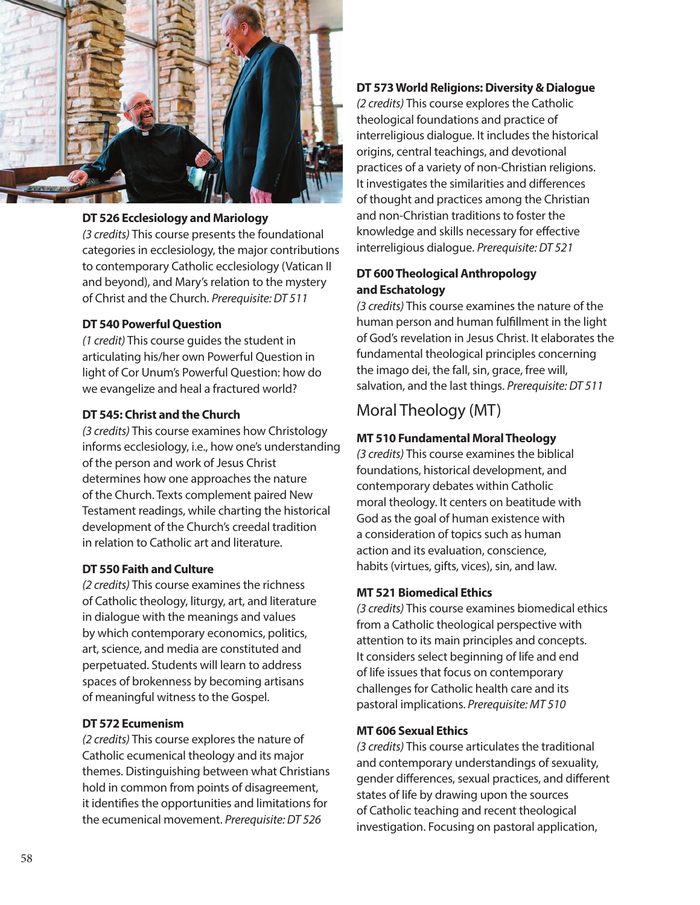**DT 526 Ecclesiology and Mariology**
*(3 credits)* This course presents the foundational categories in ecclesiology, the major contributions to contemporary Catholic ecclesiology (Vatican II and beyond), and Mary's relation to the mystery of Christ and the Church. *Prerequisite: DT 511*

**DT 540 Powerful Question**
*(1 credit)* This course guides the student in articulating his/her own Powerful Question in light of Cor Unum's Powerful Question: how do we evangelize and heal a fractured world?

**DT 545: Christ and the Church**
*(3 credits)* This course examines how Christology informs ecclesiology, i.e., how one's understanding of the person and work of Jesus Christ determines how one approaches the nature of the Church. Texts complement paired New Testament readings, while charting the historical development of the Church's creedal tradition in relation to Catholic art and literature.

**DT 550 Faith and Culture**
*(2 credits)* This course examines the richness of Catholic theology, liturgy, art, and literature in dialogue with the meanings and values by which contemporary economics, politics, art, science, and media are constituted and perpetuated. Students will learn to address spaces of brokenness by becoming artisans of meaningful witness to the Gospel.

**DT 572 Ecumenism**
*(2 credits)* This course explores the nature of Catholic ecumenical theology and its major themes. Distinguishing between what Christians hold in common from points of disagreement, it identifies the opportunities and limitations for the ecumenical movement. *Prerequisite: DT 526*

**DT 573 World Religions: Diversity & Dialogue**
*(2 credits)* This course explores the Catholic theological foundations and practice of interreligious dialogue. It includes the historical origins, central teachings, and devotional practices of a variety of non-Christian religions. It investigates the similarities and differences of thought and practices among the Christian and non-Christian traditions to foster the knowledge and skills necessary for effective interreligious dialogue. *Prerequisite: DT 521*

**DT 600 Theological Anthropology and Eschatology**
*(3 credits)* This course examines the nature of the human person and human fulfillment in the light of God's revelation in Jesus Christ. It elaborates the fundamental theological principles concerning the imago dei, the fall, sin, grace, free will, salvation, and the last things. *Prerequisite: DT 511*

## Moral Theology (MT)

**MT 510 Fundamental Moral Theology**
*(3 credits)* This course examines the biblical foundations, historical development, and contemporary debates within Catholic moral theology. It centers on beatitude with God as the goal of human existence with a consideration of topics such as human action and its evaluation, conscience, habits (virtues, gifts, vices), sin, and law.

**MT 521 Biomedical Ethics**
*(3 credits)* This course examines biomedical ethics from a Catholic theological perspective with attention to its main principles and concepts. It considers select beginning of life and end of life issues that focus on contemporary challenges for Catholic health care and its pastoral implications. *Prerequisite: MT 510*

**MT 606 Sexual Ethics**
*(3 credits)* This course articulates the traditional and contemporary understandings of sexuality, gender differences, sexual practices, and different states of life by drawing upon the sources of Catholic teaching and recent theological investigation. Focusing on pastoral application,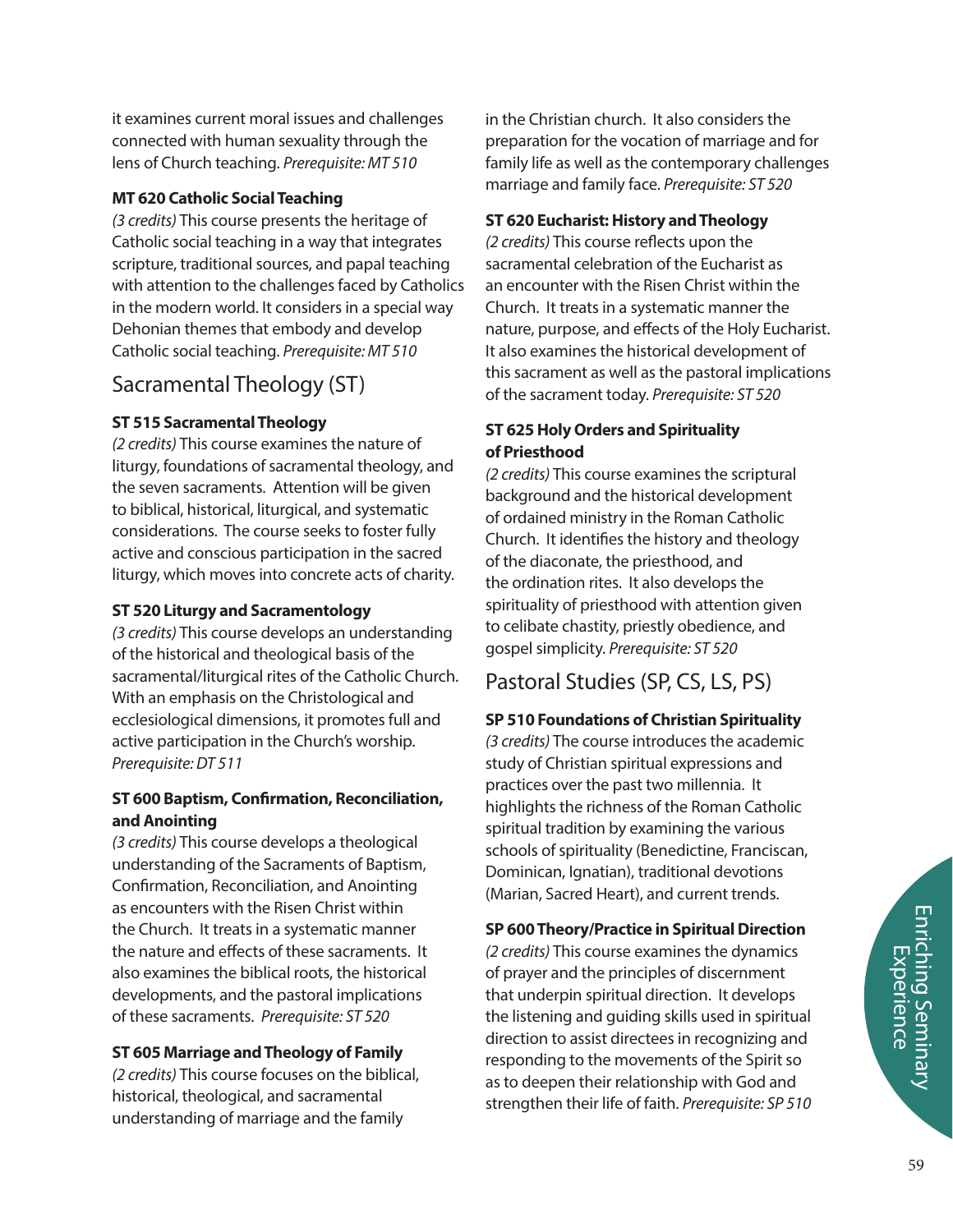it examines current moral issues and challenges connected with human sexuality through the lens of Church teaching. *Prerequisite: MT 510*

**MT 620 Catholic Social Teaching**
*(3 credits)* This course presents the heritage of Catholic social teaching in a way that integrates scripture, traditional sources, and papal teaching with attention to the challenges faced by Catholics in the modern world. It considers in a special way Dehonian themes that embody and develop Catholic social teaching. *Prerequisite: MT 510*

## Sacramental Theology (ST)

**ST 515 Sacramental Theology**
*(2 credits)* This course examines the nature of liturgy, foundations of sacramental theology, and the seven sacraments. Attention will be given to biblical, historical, liturgical, and systematic considerations. The course seeks to foster fully active and conscious participation in the sacred liturgy, which moves into concrete acts of charity.

**ST 520 Liturgy and Sacramentology**
*(3 credits)* This course develops an understanding of the historical and theological basis of the sacramental/liturgical rites of the Catholic Church. With an emphasis on the Christological and ecclesiological dimensions, it promotes full and active participation in the Church's worship. *Prerequisite: DT 511*

**ST 600 Baptism, Confirmation, Reconciliation, and Anointing**
*(3 credits)* This course develops a theological understanding of the Sacraments of Baptism, Confirmation, Reconciliation, and Anointing as encounters with the Risen Christ within the Church. It treats in a systematic manner the nature and effects of these sacraments. It also examines the biblical roots, the historical developments, and the pastoral implications of these sacraments. *Prerequisite: ST 520*

**ST 605 Marriage and Theology of Family**
*(2 credits)* This course focuses on the biblical, historical, theological, and sacramental understanding of marriage and the family in the Christian church. It also considers the preparation for the vocation of marriage and for family life as well as the contemporary challenges marriage and family face. *Prerequisite: ST 520*

**ST 620 Eucharist: History and Theology**
*(2 credits)* This course reflects upon the sacramental celebration of the Eucharist as an encounter with the Risen Christ within the Church. It treats in a systematic manner the nature, purpose, and effects of the Holy Eucharist. It also examines the historical development of this sacrament as well as the pastoral implications of the sacrament today. *Prerequisite: ST 520*

**ST 625 Holy Orders and Spirituality of Priesthood**
*(2 credits)* This course examines the scriptural background and the historical development of ordained ministry in the Roman Catholic Church. It identifies the history and theology of the diaconate, the priesthood, and the ordination rites. It also develops the spirituality of priesthood with attention given to celibate chastity, priestly obedience, and gospel simplicity. *Prerequisite: ST 520*

## Pastoral Studies (SP, CS, LS, PS)

**SP 510 Foundations of Christian Spirituality**
*(3 credits)* The course introduces the academic study of Christian spiritual expressions and practices over the past two millennia. It highlights the richness of the Roman Catholic spiritual tradition by examining the various schools of spirituality (Benedictine, Franciscan, Dominican, Ignatian), traditional devotions (Marian, Sacred Heart), and current trends.

**SP 600 Theory/Practice in Spiritual Direction**
*(2 credits)* This course examines the dynamics of prayer and the principles of discernment that underpin spiritual direction. It develops the listening and guiding skills used in spiritual direction to assist directees in recognizing and responding to the movements of the Spirit so as to deepen their relationship with God and strengthen their life of faith. *Prerequisite: SP 510*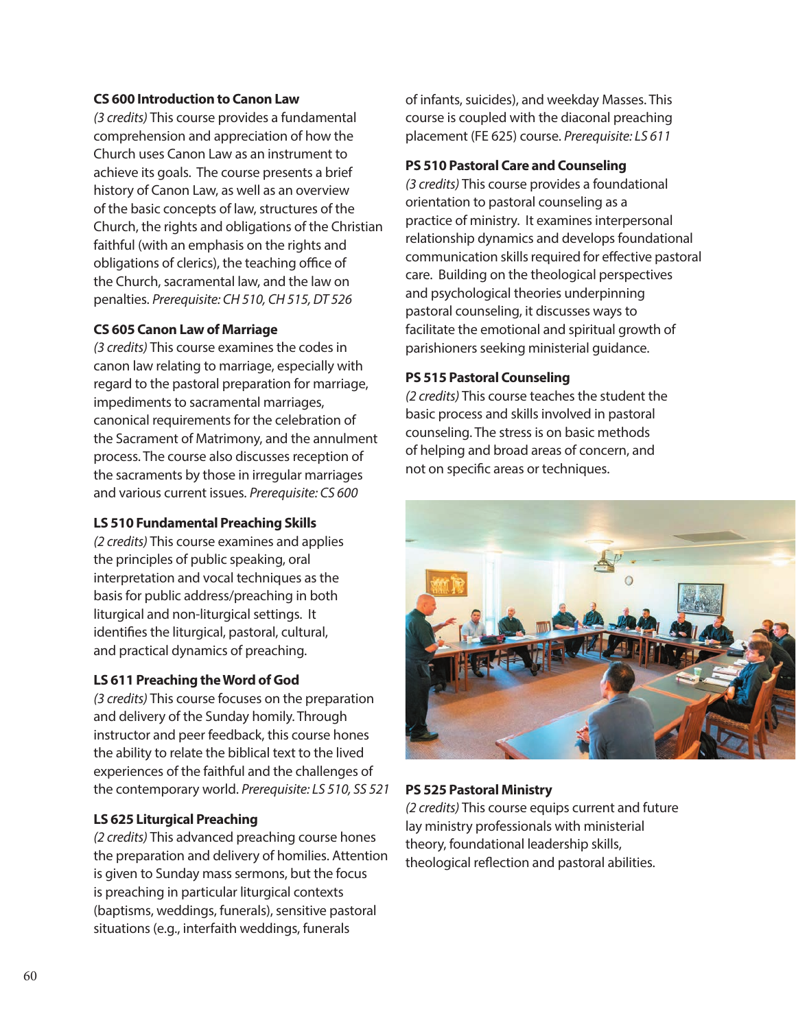**CS 600 Introduction to Canon Law**

*(3 credits)* This course provides a fundamental comprehension and appreciation of how the Church uses Canon Law as an instrument to achieve its goals. The course presents a brief history of Canon Law, as well as an overview of the basic concepts of law, structures of the Church, the rights and obligations of the Christian faithful (with an emphasis on the rights and obligations of clerics), the teaching office of the Church, sacramental law, and the law on penalties. *Prerequisite: CH 510, CH 515, DT 526*

**CS 605 Canon Law of Marriage**

*(3 credits)* This course examines the codes in canon law relating to marriage, especially with regard to the pastoral preparation for marriage, impediments to sacramental marriages, canonical requirements for the celebration of the Sacrament of Matrimony, and the annulment process. The course also discusses reception of the sacraments by those in irregular marriages and various current issues. *Prerequisite: CS 600*

**LS 510 Fundamental Preaching Skills**

*(2 credits)* This course examines and applies the principles of public speaking, oral interpretation and vocal techniques as the basis for public address/preaching in both liturgical and non-liturgical settings. It identifies the liturgical, pastoral, cultural, and practical dynamics of preaching.

**LS 611 Preaching the Word of God**

*(3 credits)* This course focuses on the preparation and delivery of the Sunday homily. Through instructor and peer feedback, this course hones the ability to relate the biblical text to the lived experiences of the faithful and the challenges of the contemporary world. *Prerequisite: LS 510, SS 521*

**LS 625 Liturgical Preaching**

*(2 credits)* This advanced preaching course hones the preparation and delivery of homilies. Attention is given to Sunday mass sermons, but the focus is preaching in particular liturgical contexts (baptisms, weddings, funerals), sensitive pastoral situations (e.g., interfaith weddings, funerals of infants, suicides), and weekday Masses. This course is coupled with the diaconal preaching placement (FE 625) course. *Prerequisite: LS 611*

**PS 510 Pastoral Care and Counseling**

*(3 credits)* This course provides a foundational orientation to pastoral counseling as a practice of ministry. It examines interpersonal relationship dynamics and develops foundational communication skills required for effective pastoral care. Building on the theological perspectives and psychological theories underpinning pastoral counseling, it discusses ways to facilitate the emotional and spiritual growth of parishioners seeking ministerial guidance.

**PS 515 Pastoral Counseling**

*(2 credits)* This course teaches the student the basic process and skills involved in pastoral counseling. The stress is on basic methods of helping and broad areas of concern, and not on specific areas or techniques.

**PS 525 Pastoral Ministry**

*(2 credits)* This course equips current and future lay ministry professionals with ministerial theory, foundational leadership skills, theological reflection and pastoral abilities.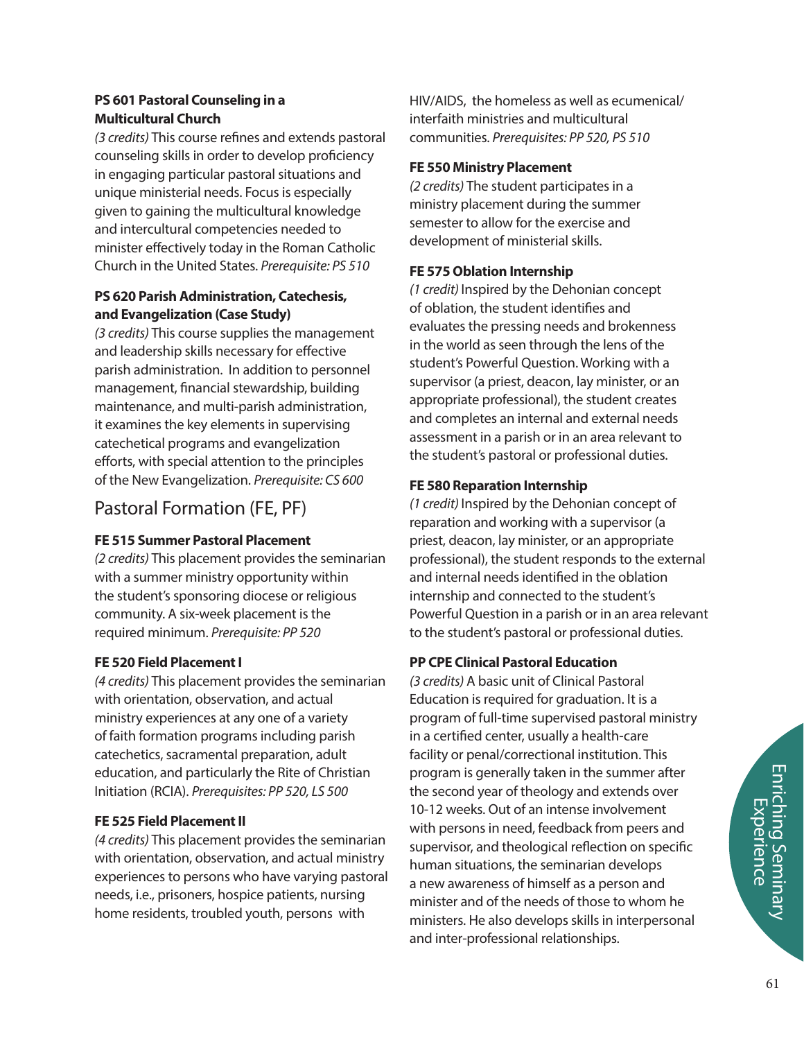**PS 601 Pastoral Counseling in a Multicultural Church**

*(3 credits)* This course refines and extends pastoral counseling skills in order to develop proficiency in engaging particular pastoral situations and unique ministerial needs. Focus is especially given to gaining the multicultural knowledge and intercultural competencies needed to minister effectively today in the Roman Catholic Church in the United States. *Prerequisite: PS 510*

**PS 620 Parish Administration, Catechesis, and Evangelization (Case Study)**

*(3 credits)* This course supplies the management and leadership skills necessary for effective parish administration. In addition to personnel management, financial stewardship, building maintenance, and multi-parish administration, it examines the key elements in supervising catechetical programs and evangelization efforts, with special attention to the principles of the New Evangelization. *Prerequisite: CS 600*

## Pastoral Formation (FE, PF)

**FE 515 Summer Pastoral Placement**

*(2 credits)* This placement provides the seminarian with a summer ministry opportunity within the student's sponsoring diocese or religious community. A six-week placement is the required minimum. *Prerequisite: PP 520*

**FE 520 Field Placement I**

*(4 credits)* This placement provides the seminarian with orientation, observation, and actual ministry experiences at any one of a variety of faith formation programs including parish catechetics, sacramental preparation, adult education, and particularly the Rite of Christian Initiation (RCIA). *Prerequisites: PP 520, LS 500*

**FE 525 Field Placement II**

*(4 credits)* This placement provides the seminarian with orientation, observation, and actual ministry experiences to persons who have varying pastoral needs, i.e., prisoners, hospice patients, nursing home residents, troubled youth, persons with HIV/AIDS, the homeless as well as ecumenical/interfaith ministries and multicultural communities. *Prerequisites: PP 520, PS 510*

**FE 550 Ministry Placement**

*(2 credits)* The student participates in a ministry placement during the summer semester to allow for the exercise and development of ministerial skills.

**FE 575 Oblation Internship**

*(1 credit)* Inspired by the Dehonian concept of oblation, the student identifies and evaluates the pressing needs and brokenness in the world as seen through the lens of the student's Powerful Question. Working with a supervisor (a priest, deacon, lay minister, or an appropriate professional), the student creates and completes an internal and external needs assessment in a parish or in an area relevant to the student's pastoral or professional duties.

**FE 580 Reparation Internship**

*(1 credit)* Inspired by the Dehonian concept of reparation and working with a supervisor (a priest, deacon, lay minister, or an appropriate professional), the student responds to the external and internal needs identified in the oblation internship and connected to the student's Powerful Question in a parish or in an area relevant to the student's pastoral or professional duties.

**PP CPE Clinical Pastoral Education**

*(3 credits)* A basic unit of Clinical Pastoral Education is required for graduation. It is a program of full-time supervised pastoral ministry in a certified center, usually a health-care facility or penal/correctional institution. This program is generally taken in the summer after the second year of theology and extends over 10-12 weeks. Out of an intense involvement with persons in need, feedback from peers and supervisor, and theological reflection on specific human situations, the seminarian develops a new awareness of himself as a person and minister and of the needs of those to whom he ministers. He also develops skills in interpersonal and inter-professional relationships.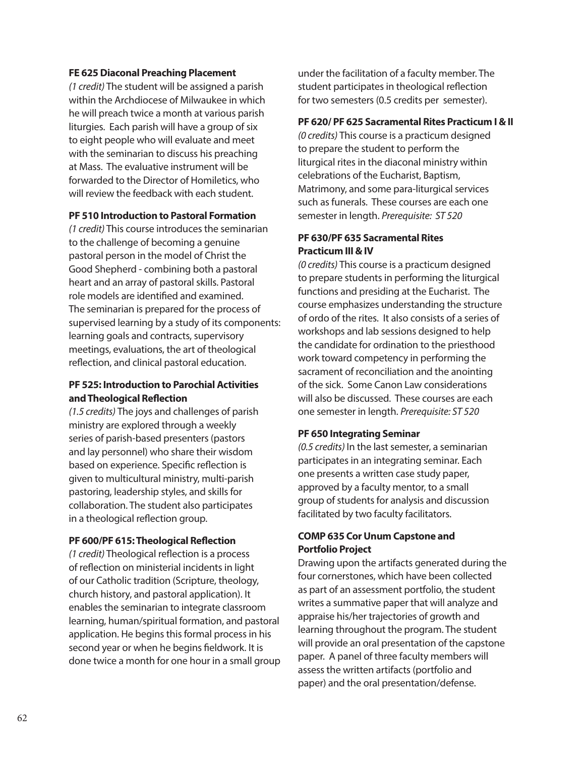**FE 625 Diaconal Preaching Placement**

*(1 credit)* The student will be assigned a parish within the Archdiocese of Milwaukee in which he will preach twice a month at various parish liturgies. Each parish will have a group of six to eight people who will evaluate and meet with the seminarian to discuss his preaching at Mass. The evaluative instrument will be forwarded to the Director of Homiletics, who will review the feedback with each student.

**PF 510 Introduction to Pastoral Formation**

*(1 credit)* This course introduces the seminarian to the challenge of becoming a genuine pastoral person in the model of Christ the Good Shepherd - combining both a pastoral heart and an array of pastoral skills. Pastoral role models are identified and examined. The seminarian is prepared for the process of supervised learning by a study of its components: learning goals and contracts, supervisory meetings, evaluations, the art of theological reflection, and clinical pastoral education.

**PF 525: Introduction to Parochial Activities and Theological Reflection**

*(1.5 credits)* The joys and challenges of parish ministry are explored through a weekly series of parish-based presenters (pastors and lay personnel) who share their wisdom based on experience. Specific reflection is given to multicultural ministry, multi-parish pastoring, leadership styles, and skills for collaboration. The student also participates in a theological reflection group.

**PF 600/PF 615: Theological Reflection**

*(1 credit)* Theological reflection is a process of reflection on ministerial incidents in light of our Catholic tradition (Scripture, theology, church history, and pastoral application). It enables the seminarian to integrate classroom learning, human/spiritual formation, and pastoral application. He begins this formal process in his second year or when he begins fieldwork. It is done twice a month for one hour in a small group under the facilitation of a faculty member. The student participates in theological reflection for two semesters (0.5 credits per semester).

**PF 620/ PF 625 Sacramental Rites Practicum I & II**

*(0 credits)* This course is a practicum designed to prepare the student to perform the liturgical rites in the diaconal ministry within celebrations of the Eucharist, Baptism, Matrimony, and some para-liturgical services such as funerals. These courses are each one semester in length. *Prerequisite: ST 520*

**PF 630/PF 635 Sacramental Rites Practicum III & IV**

*(0 credits)* This course is a practicum designed to prepare students in performing the liturgical functions and presiding at the Eucharist. The course emphasizes understanding the structure of ordo of the rites. It also consists of a series of workshops and lab sessions designed to help the candidate for ordination to the priesthood work toward competency in performing the sacrament of reconciliation and the anointing of the sick. Some Canon Law considerations will also be discussed. These courses are each one semester in length. *Prerequisite: ST 520*

**PF 650 Integrating Seminar**

*(0.5 credits)* In the last semester, a seminarian participates in an integrating seminar. Each one presents a written case study paper, approved by a faculty mentor, to a small group of students for analysis and discussion facilitated by two faculty facilitators.

**COMP 635 Cor Unum Capstone and Portfolio Project**

Drawing upon the artifacts generated during the four cornerstones, which have been collected as part of an assessment portfolio, the student writes a summative paper that will analyze and appraise his/her trajectories of growth and learning throughout the program. The student will provide an oral presentation of the capstone paper. A panel of three faculty members will assess the written artifacts (portfolio and paper) and the oral presentation/defense.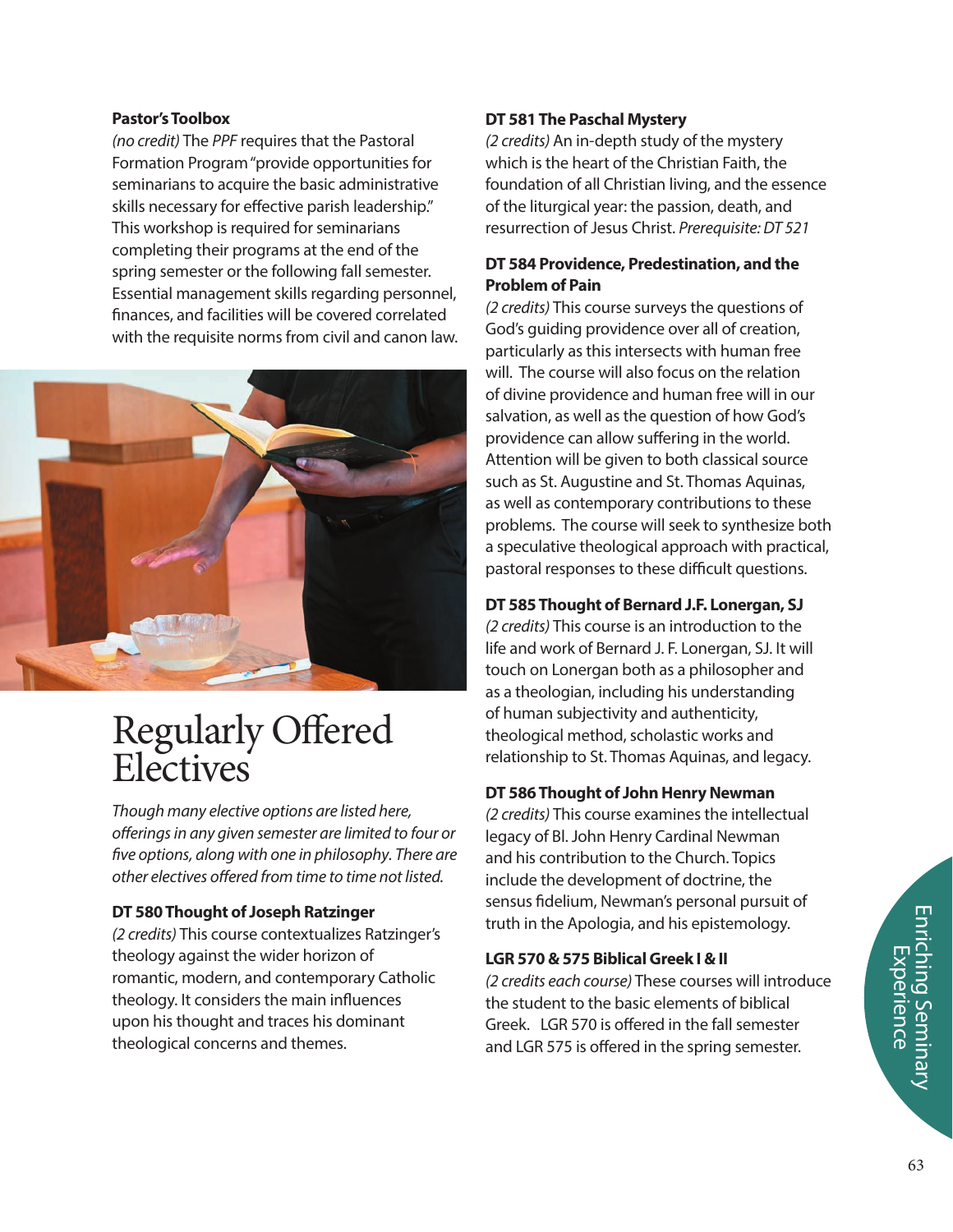**Pastor's Toolbox**

*(no credit)* The *PPF* requires that the Pastoral Formation Program "provide opportunities for seminarians to acquire the basic administrative skills necessary for effective parish leadership." This workshop is required for seminarians completing their programs at the end of the spring semester or the following fall semester. Essential management skills regarding personnel, finances, and facilities will be covered correlated with the requisite norms from civil and canon law.

# Regularly Offered Electives

*Though many elective options are listed here, offerings in any given semester are limited to four or five options, along with one in philosophy. There are other electives offered from time to time not listed.*

**DT 580 Thought of Joseph Ratzinger**

*(2 credits)* This course contextualizes Ratzinger's theology against the wider horizon of romantic, modern, and contemporary Catholic theology. It considers the main influences upon his thought and traces his dominant theological concerns and themes.

**DT 581 The Paschal Mystery**

*(2 credits)* An in-depth study of the mystery which is the heart of the Christian Faith, the foundation of all Christian living, and the essence of the liturgical year: the passion, death, and resurrection of Jesus Christ. *Prerequisite: DT 521*

**DT 584 Providence, Predestination, and the Problem of Pain**

*(2 credits)* This course surveys the questions of God's guiding providence over all of creation, particularly as this intersects with human free will. The course will also focus on the relation of divine providence and human free will in our salvation, as well as the question of how God's providence can allow suffering in the world. Attention will be given to both classical source such as St. Augustine and St. Thomas Aquinas, as well as contemporary contributions to these problems. The course will seek to synthesize both a speculative theological approach with practical, pastoral responses to these difficult questions.

**DT 585 Thought of Bernard J.F. Lonergan, SJ**

*(2 credits)* This course is an introduction to the life and work of Bernard J. F. Lonergan, SJ. It will touch on Lonergan both as a philosopher and as a theologian, including his understanding of human subjectivity and authenticity, theological method, scholastic works and relationship to St. Thomas Aquinas, and legacy.

**DT 586 Thought of John Henry Newman**

*(2 credits)* This course examines the intellectual legacy of Bl. John Henry Cardinal Newman and his contribution to the Church. Topics include the development of doctrine, the sensus fidelium, Newman's personal pursuit of truth in the Apologia, and his epistemology.

**LGR 570 & 575 Biblical Greek I & II**

*(2 credits each course)* These courses will introduce the student to the basic elements of biblical Greek. LGR 570 is offered in the fall semester and LGR 575 is offered in the spring semester.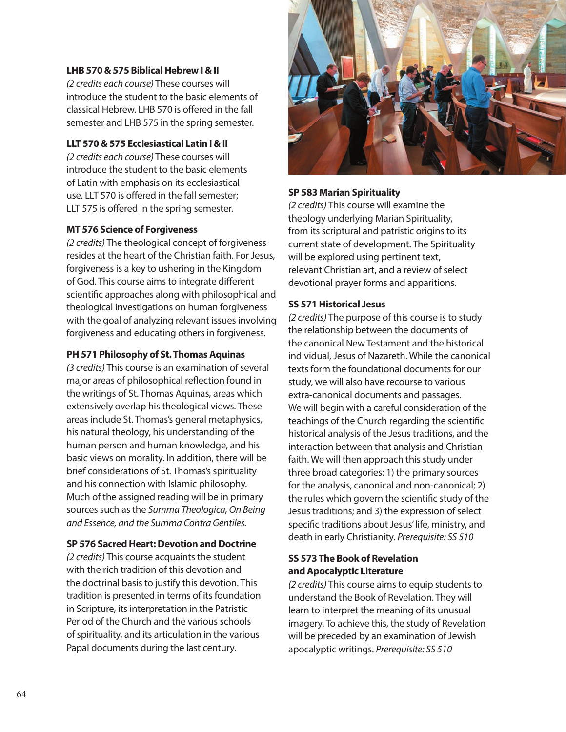**LHB 570 & 575 Biblical Hebrew I & II**
*(2 credits each course)* These courses will introduce the student to the basic elements of classical Hebrew. LHB 570 is offered in the fall semester and LHB 575 in the spring semester.

**LLT 570 & 575 Ecclesiastical Latin I & II**
*(2 credits each course)* These courses will introduce the student to the basic elements of Latin with emphasis on its ecclesiastical use. LLT 570 is offered in the fall semester; LLT 575 is offered in the spring semester.

**MT 576 Science of Forgiveness**
*(2 credits)* The theological concept of forgiveness resides at the heart of the Christian faith. For Jesus, forgiveness is a key to ushering in the Kingdom of God. This course aims to integrate different scientific approaches along with philosophical and theological investigations on human forgiveness with the goal of analyzing relevant issues involving forgiveness and educating others in forgiveness.

**PH 571 Philosophy of St. Thomas Aquinas**
*(3 credits)* This course is an examination of several major areas of philosophical reflection found in the writings of St. Thomas Aquinas, areas which extensively overlap his theological views. These areas include St. Thomas's general metaphysics, his natural theology, his understanding of the human person and human knowledge, and his basic views on morality. In addition, there will be brief considerations of St. Thomas's spirituality and his connection with Islamic philosophy. Much of the assigned reading will be in primary sources such as the *Summa Theologica, On Being and Essence, and the Summa Contra Gentiles.*

**SP 576 Sacred Heart: Devotion and Doctrine**
*(2 credits)* This course acquaints the student with the rich tradition of this devotion and the doctrinal basis to justify this devotion. This tradition is presented in terms of its foundation in Scripture, its interpretation in the Patristic Period of the Church and the various schools of spirituality, and its articulation in the various Papal documents during the last century.

**SP 583 Marian Spirituality**
*(2 credits)* This course will examine the theology underlying Marian Spirituality, from its scriptural and patristic origins to its current state of development. The Spirituality will be explored using pertinent text, relevant Christian art, and a review of select devotional prayer forms and apparitions.

**SS 571 Historical Jesus**
*(2 credits)* The purpose of this course is to study the relationship between the documents of the canonical New Testament and the historical individual, Jesus of Nazareth. While the canonical texts form the foundational documents for our study, we will also have recourse to various extra-canonical documents and passages. We will begin with a careful consideration of the teachings of the Church regarding the scientific historical analysis of the Jesus traditions, and the interaction between that analysis and Christian faith. We will then approach this study under three broad categories: 1) the primary sources for the analysis, canonical and non-canonical; 2) the rules which govern the scientific study of the Jesus traditions; and 3) the expression of select specific traditions about Jesus' life, ministry, and death in early Christianity. *Prerequisite: SS 510*

**SS 573 The Book of Revelation and Apocalyptic Literature**
*(2 credits)* This course aims to equip students to understand the Book of Revelation. They will learn to interpret the meaning of its unusual imagery. To achieve this, the study of Revelation will be preceded by an examination of Jewish apocalyptic writings. *Prerequisite: SS 510*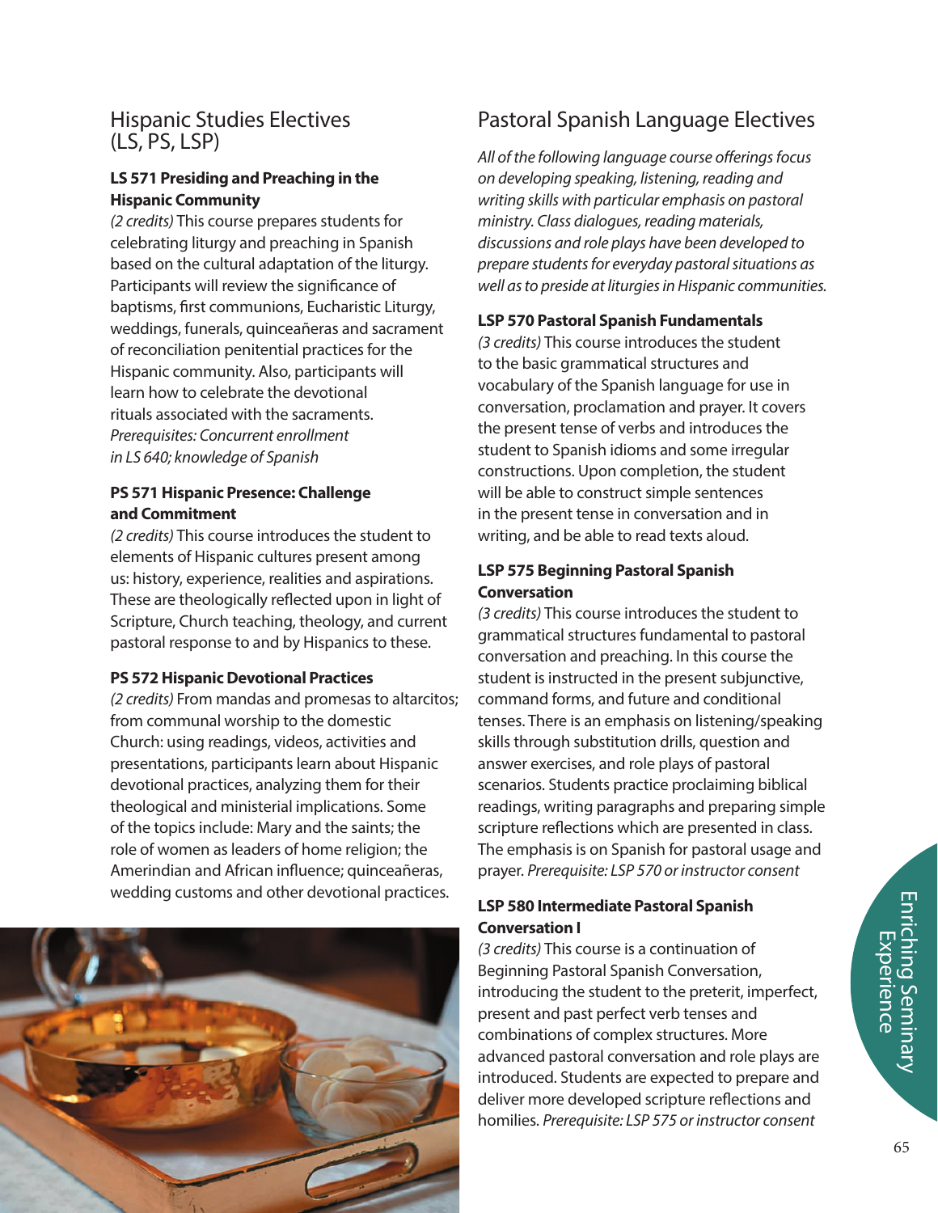## Hispanic Studies Electives (LS, PS, LSP)

**LS 571 Presiding and Preaching in the Hispanic Community**

*(2 credits)* This course prepares students for celebrating liturgy and preaching in Spanish based on the cultural adaptation of the liturgy. Participants will review the significance of baptisms, first communions, Eucharistic Liturgy, weddings, funerals, quinceañeras and sacrament of reconciliation penitential practices for the Hispanic community. Also, participants will learn how to celebrate the devotional rituals associated with the sacraments. *Prerequisites: Concurrent enrollment in LS 640; knowledge of Spanish*

**PS 571 Hispanic Presence: Challenge and Commitment**

*(2 credits)* This course introduces the student to elements of Hispanic cultures present among us: history, experience, realities and aspirations. These are theologically reflected upon in light of Scripture, Church teaching, theology, and current pastoral response to and by Hispanics to these.

**PS 572 Hispanic Devotional Practices**

*(2 credits)* From mandas and promesas to altarcitos; from communal worship to the domestic Church: using readings, videos, activities and presentations, participants learn about Hispanic devotional practices, analyzing them for their theological and ministerial implications. Some of the topics include: Mary and the saints; the role of women as leaders of home religion; the Amerindian and African influence; quinceañeras, wedding customs and other devotional practices.

## Pastoral Spanish Language Electives

*All of the following language course offerings focus on developing speaking, listening, reading and writing skills with particular emphasis on pastoral ministry. Class dialogues, reading materials, discussions and role plays have been developed to prepare students for everyday pastoral situations as well as to preside at liturgies in Hispanic communities.*

**LSP 570 Pastoral Spanish Fundamentals**

*(3 credits)* This course introduces the student to the basic grammatical structures and vocabulary of the Spanish language for use in conversation, proclamation and prayer. It covers the present tense of verbs and introduces the student to Spanish idioms and some irregular constructions. Upon completion, the student will be able to construct simple sentences in the present tense in conversation and in writing, and be able to read texts aloud.

**LSP 575 Beginning Pastoral Spanish Conversation**

*(3 credits)* This course introduces the student to grammatical structures fundamental to pastoral conversation and preaching. In this course the student is instructed in the present subjunctive, command forms, and future and conditional tenses. There is an emphasis on listening/speaking skills through substitution drills, question and answer exercises, and role plays of pastoral scenarios. Students practice proclaiming biblical readings, writing paragraphs and preparing simple scripture reflections which are presented in class. The emphasis is on Spanish for pastoral usage and prayer. *Prerequisite: LSP 570 or instructor consent*

**LSP 580 Intermediate Pastoral Spanish Conversation I**

*(3 credits)* This course is a continuation of Beginning Pastoral Spanish Conversation, introducing the student to the preterit, imperfect, present and past perfect verb tenses and combinations of complex structures. More advanced pastoral conversation and role plays are introduced. Students are expected to prepare and deliver more developed scripture reflections and homilies. *Prerequisite: LSP 575 or instructor consent*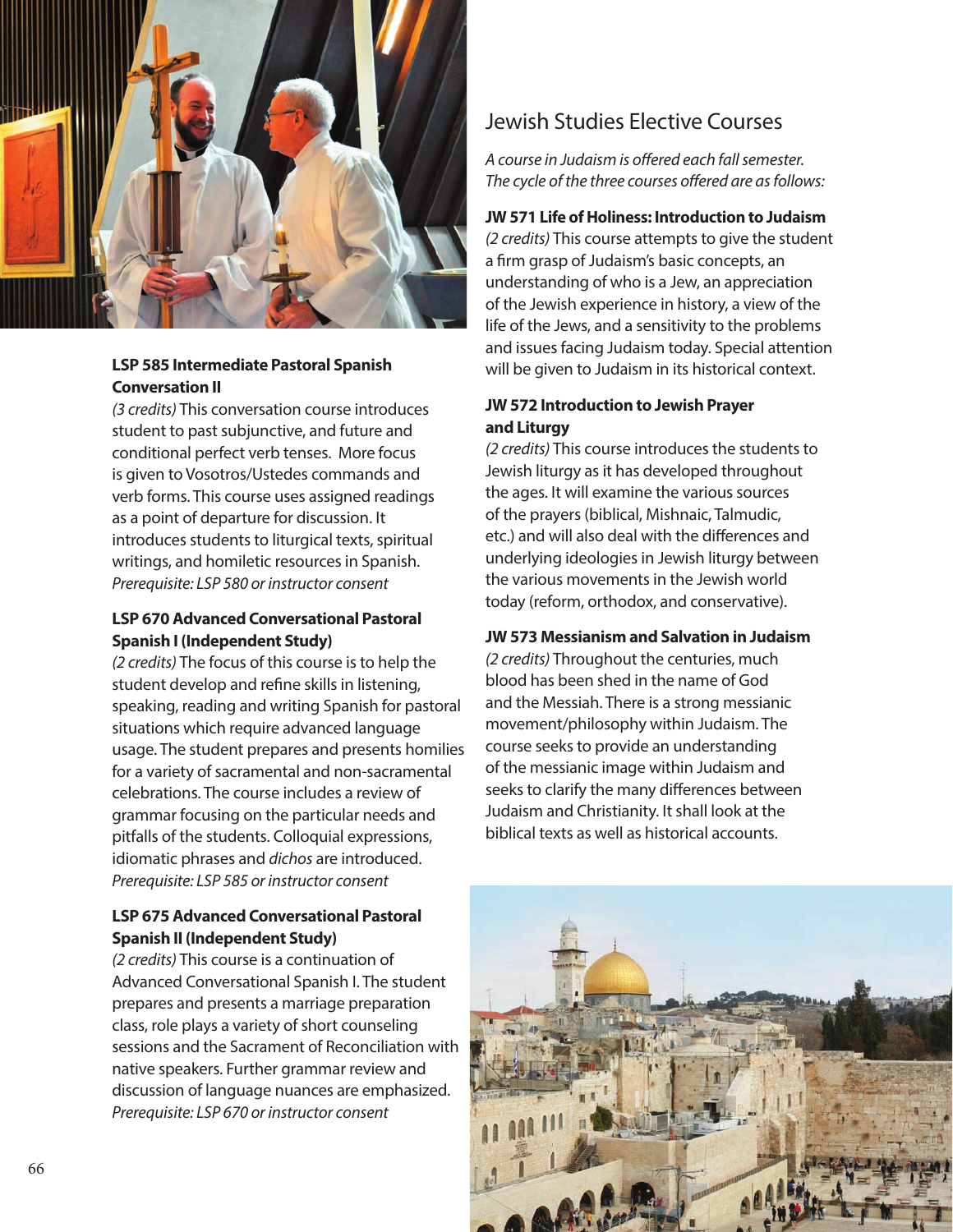**LSP 585 Intermediate Pastoral Spanish Conversation II**
*(3 credits)* This conversation course introduces student to past subjunctive, and future and conditional perfect verb tenses. More focus is given to Vosotros/Ustedes commands and verb forms. This course uses assigned readings as a point of departure for discussion. It introduces students to liturgical texts, spiritual writings, and homiletic resources in Spanish.
*Prerequisite: LSP 580 or instructor consent*

**LSP 670 Advanced Conversational Pastoral Spanish I (Independent Study)**
*(2 credits)* The focus of this course is to help the student develop and refine skills in listening, speaking, reading and writing Spanish for pastoral situations which require advanced language usage. The student prepares and presents homilies for a variety of sacramental and non-sacramental celebrations. The course includes a review of grammar focusing on the particular needs and pitfalls of the students. Colloquial expressions, idiomatic phrases and *dichos* are introduced.
*Prerequisite: LSP 585 or instructor consent*

**LSP 675 Advanced Conversational Pastoral Spanish II (Independent Study)**
*(2 credits)* This course is a continuation of Advanced Conversational Spanish I. The student prepares and presents a marriage preparation class, role plays a variety of short counseling sessions and the Sacrament of Reconciliation with native speakers. Further grammar review and discussion of language nuances are emphasized.
*Prerequisite: LSP 670 or instructor consent*

## Jewish Studies Elective Courses

*A course in Judaism is offered each fall semester. The cycle of the three courses offered are as follows:*

**JW 571 Life of Holiness: Introduction to Judaism**
*(2 credits)* This course attempts to give the student a firm grasp of Judaism's basic concepts, an understanding of who is a Jew, an appreciation of the Jewish experience in history, a view of the life of the Jews, and a sensitivity to the problems and issues facing Judaism today. Special attention will be given to Judaism in its historical context.

**JW 572 Introduction to Jewish Prayer and Liturgy**
*(2 credits)* This course introduces the students to Jewish liturgy as it has developed throughout the ages. It will examine the various sources of the prayers (biblical, Mishnaic, Talmudic, etc.) and will also deal with the differences and underlying ideologies in Jewish liturgy between the various movements in the Jewish world today (reform, orthodox, and conservative).

**JW 573 Messianism and Salvation in Judaism**
*(2 credits)* Throughout the centuries, much blood has been shed in the name of God and the Messiah. There is a strong messianic movement/philosophy within Judaism. The course seeks to provide an understanding of the messianic image within Judaism and seeks to clarify the many differences between Judaism and Christianity. It shall look at the biblical texts as well as historical accounts.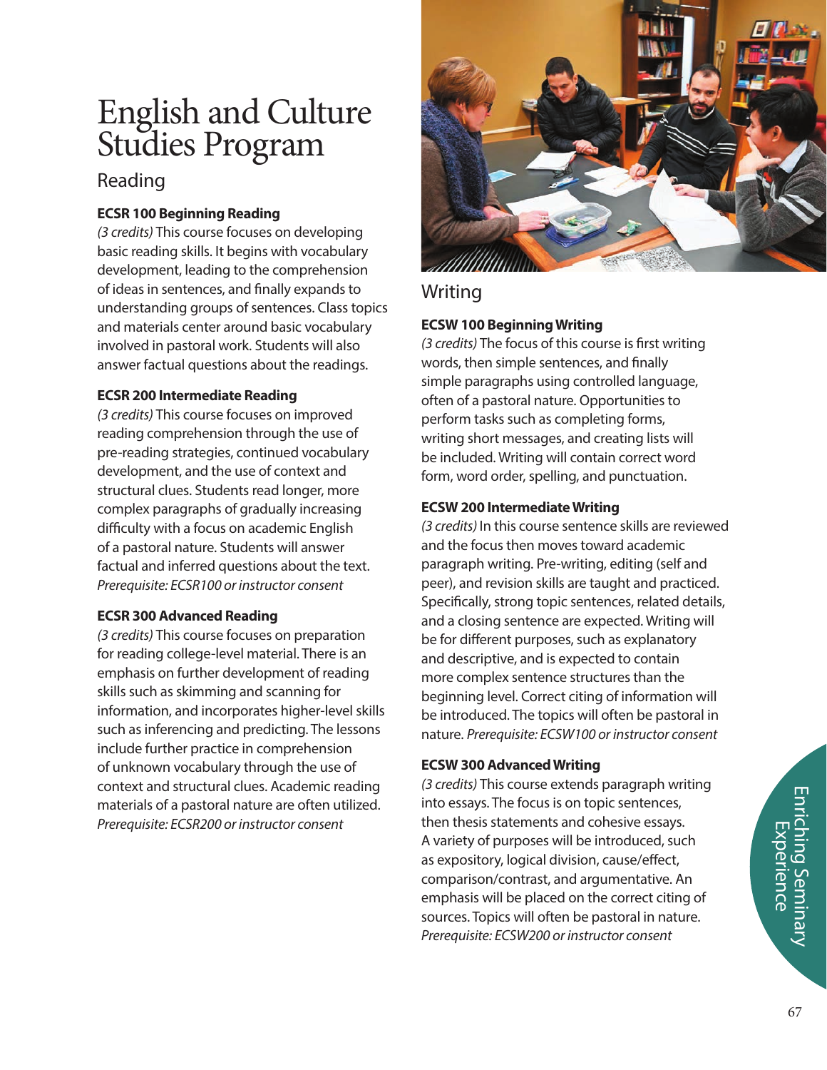# English and Culture Studies Program

## Reading

### ECSR 100 Beginning Reading

*(3 credits)* This course focuses on developing basic reading skills. It begins with vocabulary development, leading to the comprehension of ideas in sentences, and finally expands to understanding groups of sentences. Class topics and materials center around basic vocabulary involved in pastoral work. Students will also answer factual questions about the readings.

### ECSR 200 Intermediate Reading

*(3 credits)* This course focuses on improved reading comprehension through the use of pre-reading strategies, continued vocabulary development, and the use of context and structural clues. Students read longer, more complex paragraphs of gradually increasing difficulty with a focus on academic English of a pastoral nature. Students will answer factual and inferred questions about the text. *Prerequisite: ECSR100 or instructor consent*

### ECSR 300 Advanced Reading

*(3 credits)* This course focuses on preparation for reading college-level material. There is an emphasis on further development of reading skills such as skimming and scanning for information, and incorporates higher-level skills such as inferencing and predicting. The lessons include further practice in comprehension of unknown vocabulary through the use of context and structural clues. Academic reading materials of a pastoral nature are often utilized. *Prerequisite: ECSR200 or instructor consent*

## Writing

### ECSW 100 Beginning Writing

*(3 credits)* The focus of this course is first writing words, then simple sentences, and finally simple paragraphs using controlled language, often of a pastoral nature. Opportunities to perform tasks such as completing forms, writing short messages, and creating lists will be included. Writing will contain correct word form, word order, spelling, and punctuation.

### ECSW 200 Intermediate Writing

*(3 credits)* In this course sentence skills are reviewed and the focus then moves toward academic paragraph writing. Pre-writing, editing (self and peer), and revision skills are taught and practiced. Specifically, strong topic sentences, related details, and a closing sentence are expected. Writing will be for different purposes, such as explanatory and descriptive, and is expected to contain more complex sentence structures than the beginning level. Correct citing of information will be introduced. The topics will often be pastoral in nature. *Prerequisite: ECSW100 or instructor consent*

### ECSW 300 Advanced Writing

*(3 credits)* This course extends paragraph writing into essays. The focus is on topic sentences, then thesis statements and cohesive essays. A variety of purposes will be introduced, such as expository, logical division, cause/effect, comparison/contrast, and argumentative. An emphasis will be placed on the correct citing of sources. Topics will often be pastoral in nature. *Prerequisite: ECSW200 or instructor consent*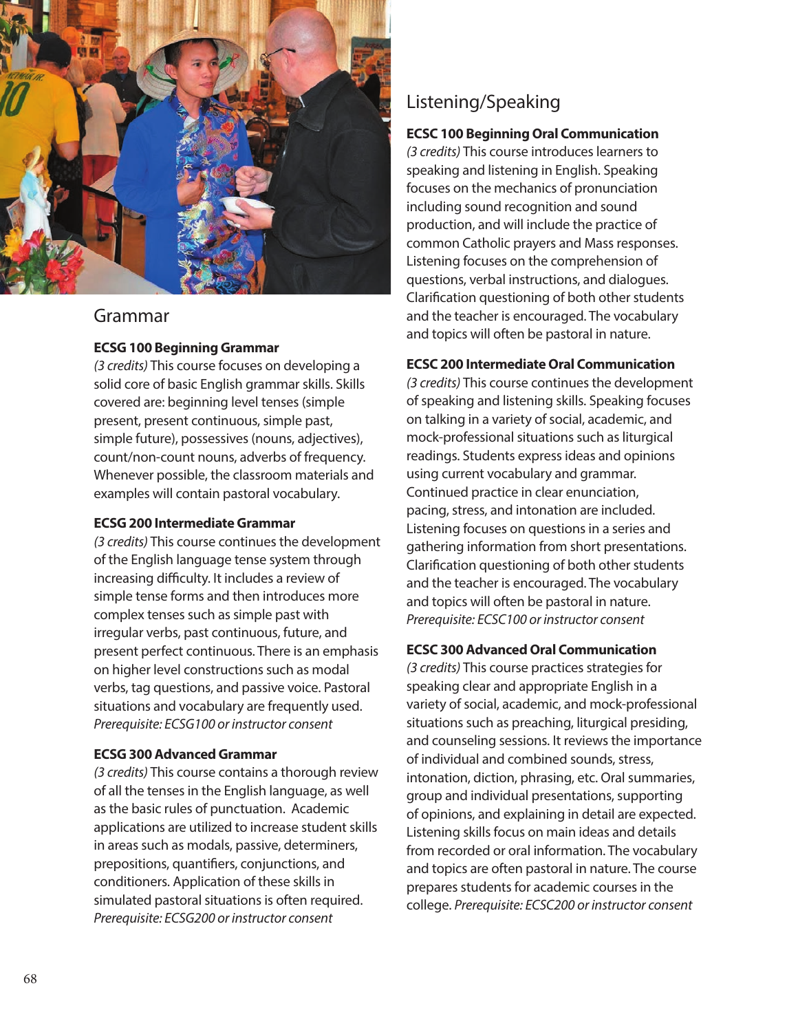## Grammar

**ECSG 100 Beginning Grammar**

*(3 credits)* This course focuses on developing a solid core of basic English grammar skills. Skills covered are: beginning level tenses (simple present, present continuous, simple past, simple future), possessives (nouns, adjectives), count/non-count nouns, adverbs of frequency. Whenever possible, the classroom materials and examples will contain pastoral vocabulary.

**ECSG 200 Intermediate Grammar**

*(3 credits)* This course continues the development of the English language tense system through increasing difficulty. It includes a review of simple tense forms and then introduces more complex tenses such as simple past with irregular verbs, past continuous, future, and present perfect continuous. There is an emphasis on higher level constructions such as modal verbs, tag questions, and passive voice. Pastoral situations and vocabulary are frequently used. *Prerequisite: ECSG100 or instructor consent*

**ECSG 300 Advanced Grammar**

*(3 credits)* This course contains a thorough review of all the tenses in the English language, as well as the basic rules of punctuation. Academic applications are utilized to increase student skills in areas such as modals, passive, determiners, prepositions, quantifiers, conjunctions, and conditioners. Application of these skills in simulated pastoral situations is often required. *Prerequisite: ECSG200 or instructor consent*

## Listening/Speaking

**ECSC 100 Beginning Oral Communication**

*(3 credits)* This course introduces learners to speaking and listening in English. Speaking focuses on the mechanics of pronunciation including sound recognition and sound production, and will include the practice of common Catholic prayers and Mass responses. Listening focuses on the comprehension of questions, verbal instructions, and dialogues. Clarification questioning of both other students and the teacher is encouraged. The vocabulary and topics will often be pastoral in nature.

**ECSC 200 Intermediate Oral Communication**

*(3 credits)* This course continues the development of speaking and listening skills. Speaking focuses on talking in a variety of social, academic, and mock-professional situations such as liturgical readings. Students express ideas and opinions using current vocabulary and grammar. Continued practice in clear enunciation, pacing, stress, and intonation are included. Listening focuses on questions in a series and gathering information from short presentations. Clarification questioning of both other students and the teacher is encouraged. The vocabulary and topics will often be pastoral in nature. *Prerequisite: ECSC100 or instructor consent*

**ECSC 300 Advanced Oral Communication**

*(3 credits)* This course practices strategies for speaking clear and appropriate English in a variety of social, academic, and mock-professional situations such as preaching, liturgical presiding, and counseling sessions. It reviews the importance of individual and combined sounds, stress, intonation, diction, phrasing, etc. Oral summaries, group and individual presentations, supporting of opinions, and explaining in detail are expected. Listening skills focus on main ideas and details from recorded or oral information. The vocabulary and topics are often pastoral in nature. The course prepares students for academic courses in the college. *Prerequisite: ECSC200 or instructor consent*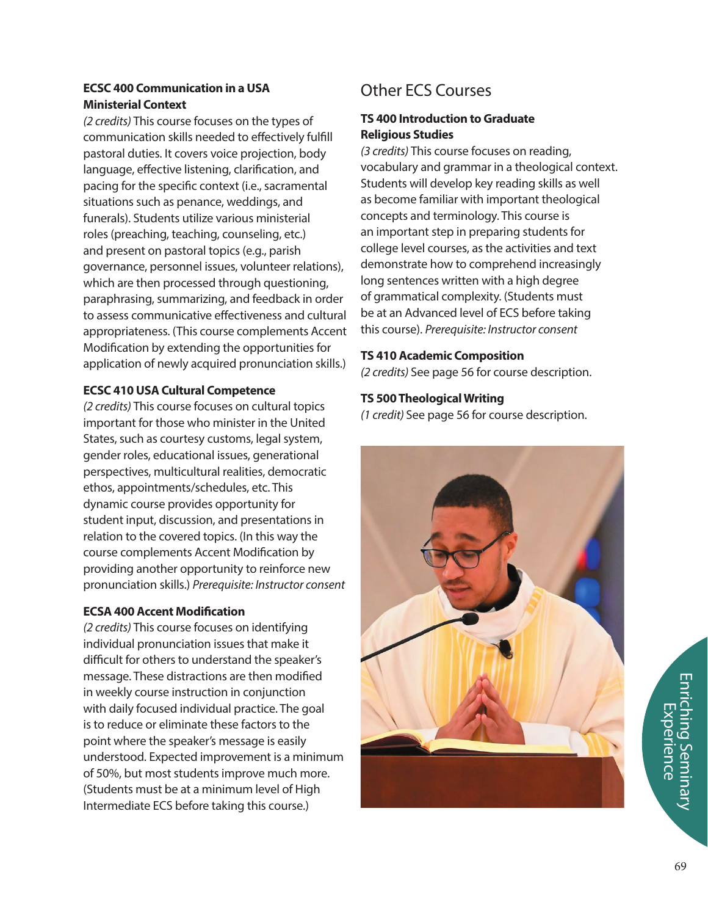### ECSC 400 Communication in a USA Ministerial Context

*(2 credits)* This course focuses on the types of communication skills needed to effectively fulfill pastoral duties. It covers voice projection, body language, effective listening, clarification, and pacing for the specific context (i.e., sacramental situations such as penance, weddings, and funerals). Students utilize various ministerial roles (preaching, teaching, counseling, etc.) and present on pastoral topics (e.g., parish governance, personnel issues, volunteer relations), which are then processed through questioning, paraphrasing, summarizing, and feedback in order to assess communicative effectiveness and cultural appropriateness. (This course complements Accent Modification by extending the opportunities for application of newly acquired pronunciation skills.)

### ECSC 410 USA Cultural Competence

*(2 credits)* This course focuses on cultural topics important for those who minister in the United States, such as courtesy customs, legal system, gender roles, educational issues, generational perspectives, multicultural realities, democratic ethos, appointments/schedules, etc. This dynamic course provides opportunity for student input, discussion, and presentations in relation to the covered topics. (In this way the course complements Accent Modification by providing another opportunity to reinforce new pronunciation skills.) *Prerequisite: Instructor consent*

### ECSA 400 Accent Modification

*(2 credits)* This course focuses on identifying individual pronunciation issues that make it difficult for others to understand the speaker's message. These distractions are then modified in weekly course instruction in conjunction with daily focused individual practice. The goal is to reduce or eliminate these factors to the point where the speaker's message is easily understood. Expected improvement is a minimum of 50%, but most students improve much more. (Students must be at a minimum level of High Intermediate ECS before taking this course.)

## Other ECS Courses

### TS 400 Introduction to Graduate Religious Studies

*(3 credits)* This course focuses on reading, vocabulary and grammar in a theological context. Students will develop key reading skills as well as become familiar with important theological concepts and terminology. This course is an important step in preparing students for college level courses, as the activities and text demonstrate how to comprehend increasingly long sentences written with a high degree of grammatical complexity. (Students must be at an Advanced level of ECS before taking this course). *Prerequisite: Instructor consent*

### TS 410 Academic Composition

*(2 credits)* See page 56 for course description.

### TS 500 Theological Writing

*(1 credit)* See page 56 for course description.